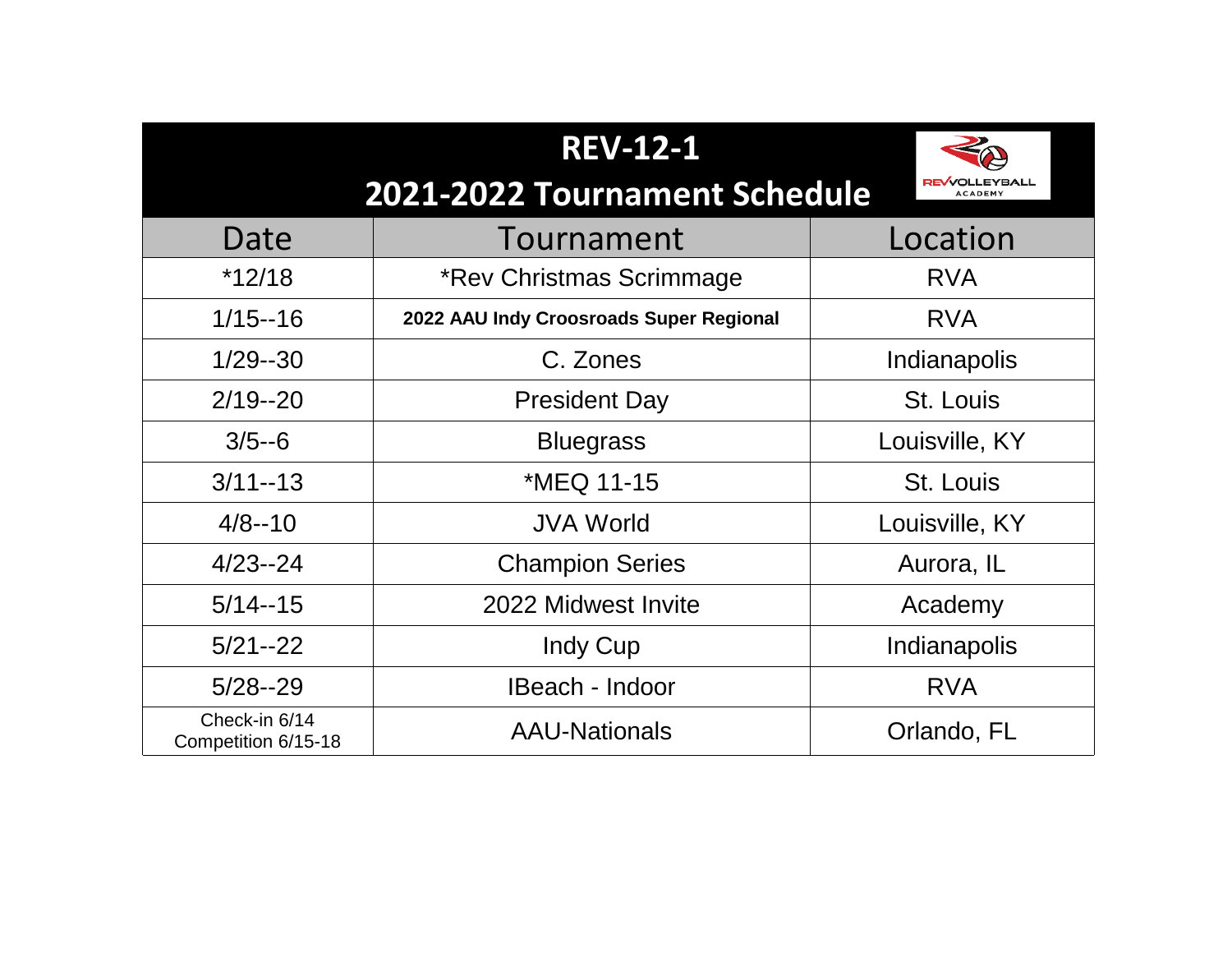# REV-12-1

## 2021-2022 Tournament Schedule

| Date | Tournament | Location |
|---|---|---|
| *12/18 | *Rev Christmas Scrimmage | RVA |
| 1/15--16 | **2022 AAU Indy Croosroads Super Regional** | RVA |
| 1/29--30 | C. Zones | Indianapolis |
| 2/19--20 | President Day | St. Louis |
| 3/5--6 | Bluegrass | Louisville, KY |
| 3/11--13 | *MEQ 11-15 | St. Louis |
| 4/8--10 | JVA World | Louisville, KY |
| 4/23--24 | Champion Series | Aurora, IL |
| 5/14--15 | 2022 Midwest Invite | Academy |
| 5/21--22 | Indy Cup | Indianapolis |
| 5/28--29 | IBeach - Indoor | RVA |
| Check-in 6/14<br>Competition 6/15-18 | AAU-Nationals | Orlando, FL |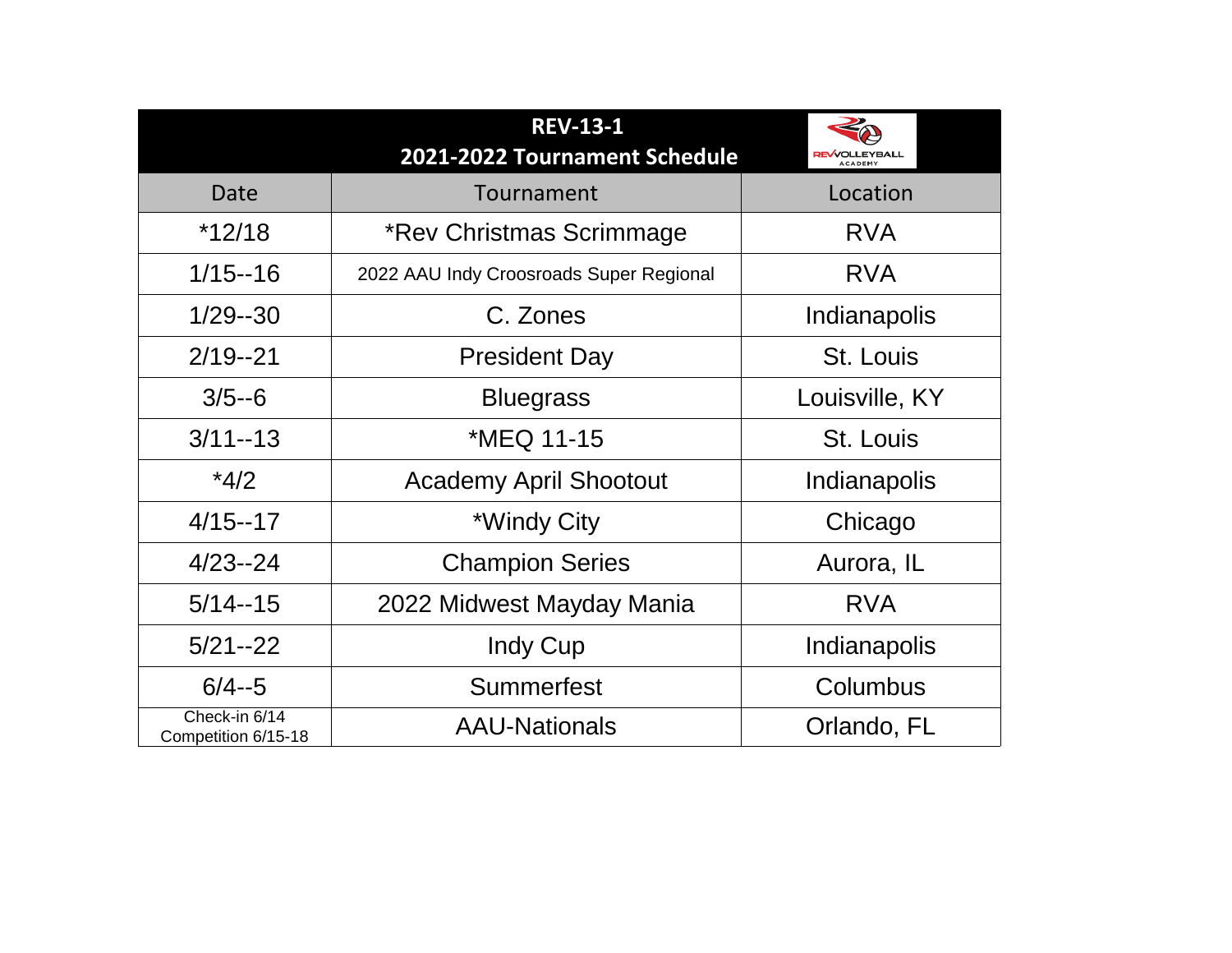# REV-13-1

## 2021-2022 Tournament Schedule

| Date | Tournament | Location |
|---|---|---|
| *12/18 | *Rev Christmas Scrimmage | RVA |
| 1/15--16 | 2022 AAU Indy Croosroads Super Regional | RVA |
| 1/29--30 | C. Zones | Indianapolis |
| 2/19--21 | President Day | St. Louis |
| 3/5--6 | Bluegrass | Louisville, KY |
| 3/11--13 | *MEQ 11-15 | St. Louis |
| *4/2 | Academy April Shootout | Indianapolis |
| 4/15--17 | *Windy City | Chicago |
| 4/23--24 | Champion Series | Aurora, IL |
| 5/14--15 | 2022 Midwest Mayday Mania | RVA |
| 5/21--22 | Indy Cup | Indianapolis |
| 6/4--5 | Summerfest | Columbus |
| Check-in 6/14 Competition 6/15-18 | AAU-Nationals | Orlando, FL |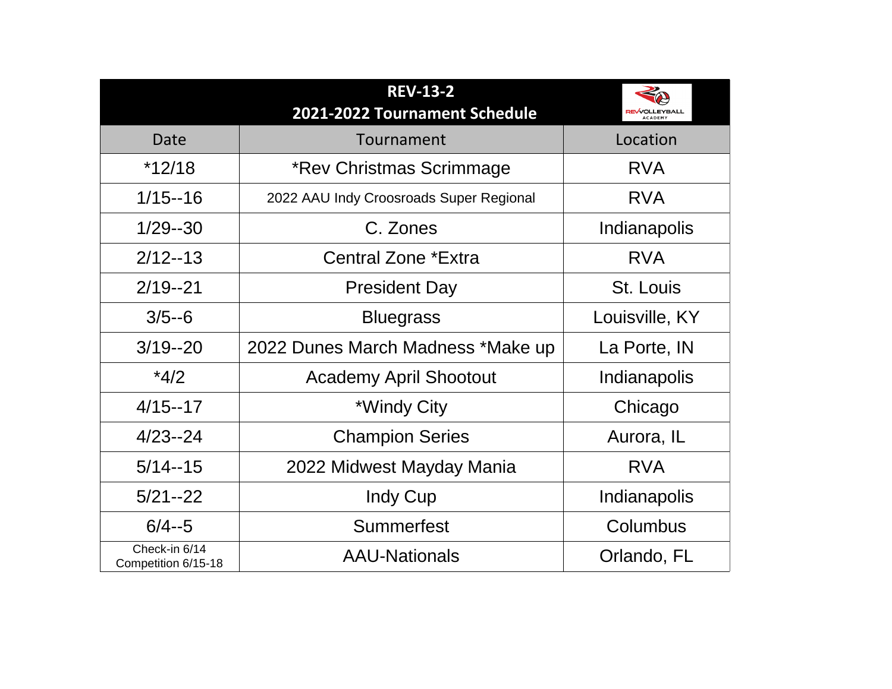| REV-13-2 2021-2022 Tournament Schedule | | |
|---|---|---|
| Date | Tournament | Location |
| *12/18 | *Rev Christmas Scrimmage | RVA |
| 1/15--16 | 2022 AAU Indy Croosroads Super Regional | RVA |
| 1/29--30 | C. Zones | Indianapolis |
| 2/12--13 | Central Zone *Extra | RVA |
| 2/19--21 | President Day | St. Louis |
| 3/5--6 | Bluegrass | Louisville, KY |
| 3/19--20 | 2022 Dunes March Madness *Make up | La Porte, IN |
| *4/2 | Academy April Shootout | Indianapolis |
| 4/15--17 | *Windy City | Chicago |
| 4/23--24 | Champion Series | Aurora, IL |
| 5/14--15 | 2022 Midwest Mayday Mania | RVA |
| 5/21--22 | Indy Cup | Indianapolis |
| 6/4--5 | Summerfest | Columbus |
| Check-in 6/14 Competition 6/15-18 | AAU-Nationals | Orlando, FL |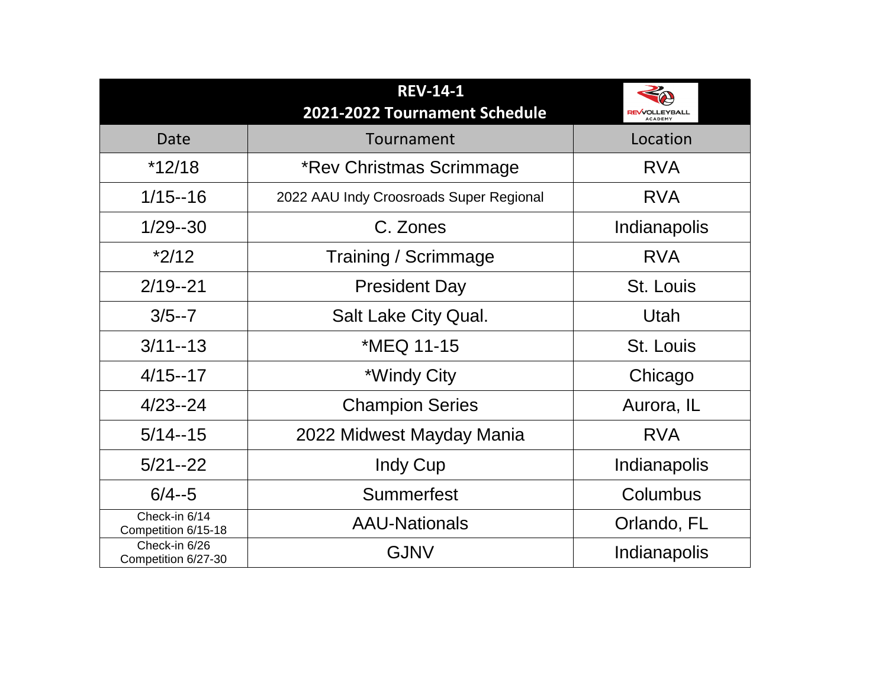## REV-14-1
## 2021-2022 Tournament Schedule

| Date | Tournament | Location |
| --- | --- | --- |
| *12/18 | *Rev Christmas Scrimmage | RVA |
| 1/15--16 | 2022 AAU Indy Croosroads Super Regional | RVA |
| 1/29--30 | C. Zones | Indianapolis |
| *2/12 | Training / Scrimmage | RVA |
| 2/19--21 | President Day | St. Louis |
| 3/5--7 | Salt Lake City Qual. | Utah |
| 3/11--13 | *MEQ 11-15 | St. Louis |
| 4/15--17 | *Windy City | Chicago |
| 4/23--24 | Champion Series | Aurora, IL |
| 5/14--15 | 2022 Midwest Mayday Mania | RVA |
| 5/21--22 | Indy Cup | Indianapolis |
| 6/4--5 | Summerfest | Columbus |
| Check-in 6/14 Competition 6/15-18 | AAU-Nationals | Orlando, FL |
| Check-in 6/26 Competition 6/27-30 | GJNV | Indianapolis |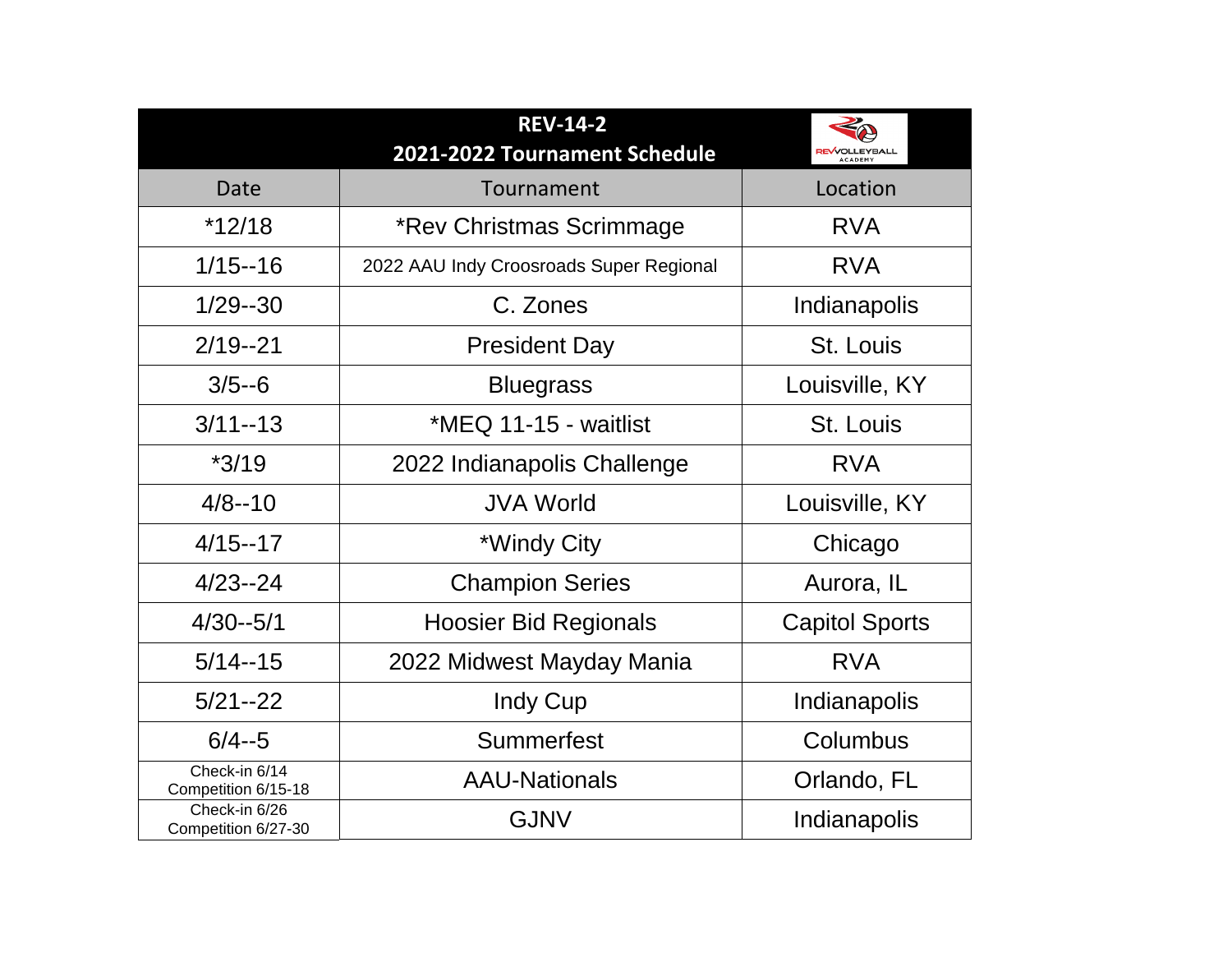**REV-14-2**

**2021-2022 Tournament Schedule**

| Date | Tournament | Location |
|---|---|---|
| *12/18 | *Rev Christmas Scrimmage | RVA |
| 1/15--16 | 2022 AAU Indy Croosroads Super Regional | RVA |
| 1/29--30 | C. Zones | Indianapolis |
| 2/19--21 | President Day | St. Louis |
| 3/5--6 | Bluegrass | Louisville, KY |
| 3/11--13 | *MEQ 11-15 - waitlist | St. Louis |
| *3/19 | 2022 Indianapolis Challenge | RVA |
| 4/8--10 | JVA World | Louisville, KY |
| 4/15--17 | *Windy City | Chicago |
| 4/23--24 | Champion Series | Aurora, IL |
| 4/30--5/1 | Hoosier Bid Regionals | Capitol Sports |
| 5/14--15 | 2022 Midwest Mayday Mania | RVA |
| 5/21--22 | Indy Cup | Indianapolis |
| 6/4--5 | Summerfest | Columbus |
| Check-in 6/14 Competition 6/15-18 | AAU-Nationals | Orlando, FL |
| Check-in 6/26 Competition 6/27-30 | GJNV | Indianapolis |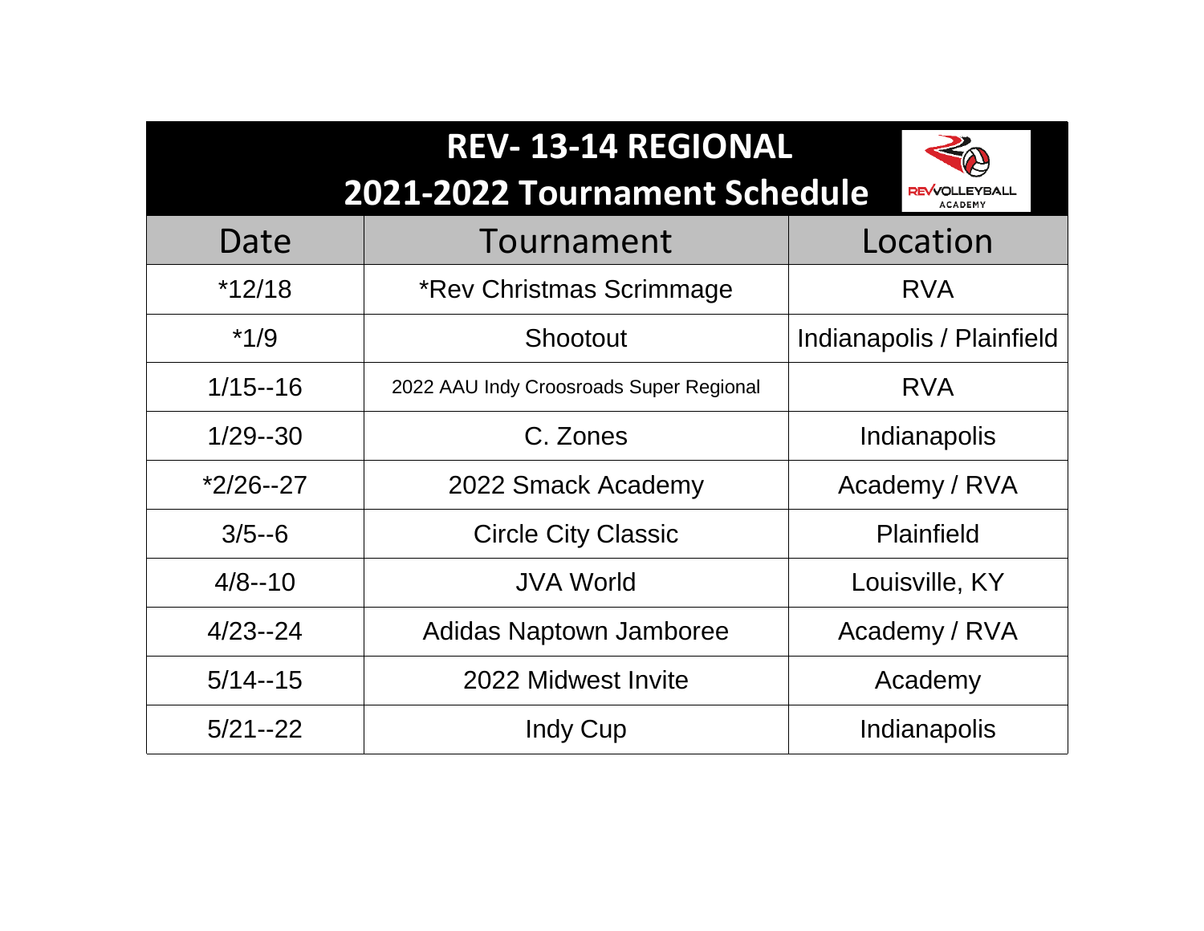# REV- 13-14 REGIONAL
# 2021-2022 Tournament Schedule

| Date | Tournament | Location |
| --- | --- | --- |
| *12/18 | *Rev Christmas Scrimmage | RVA |
| *1/9 | Shootout | Indianapolis / Plainfield |
| 1/15--16 | 2022 AAU Indy Croosroads Super Regional | RVA |
| 1/29--30 | C. Zones | Indianapolis |
| *2/26--27 | 2022 Smack Academy | Academy / RVA |
| 3/5--6 | Circle City Classic | Plainfield |
| 4/8--10 | JVA World | Louisville, KY |
| 4/23--24 | Adidas Naptown Jamboree | Academy / RVA |
| 5/14--15 | 2022 Midwest Invite | Academy |
| 5/21--22 | Indy Cup | Indianapolis |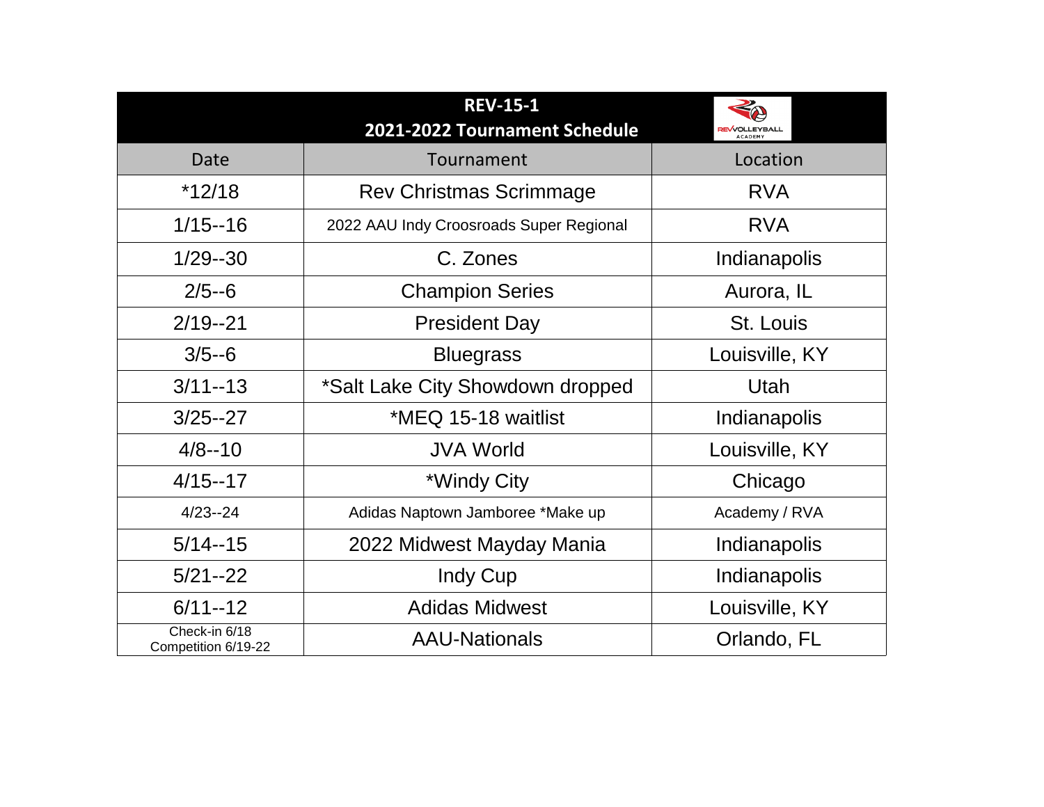**REV-15-1**

**2021-2022 Tournament Schedule**

REVVOLLEYBALL ACADEMY

| Date | Tournament | Location |
|---|---|---|
| *12/18 | Rev Christmas Scrimmage | RVA |
| 1/15--16 | 2022 AAU Indy Croosroads Super Regional | RVA |
| 1/29--30 | C. Zones | Indianapolis |
| 2/5--6 | Champion Series | Aurora, IL |
| 2/19--21 | President Day | St. Louis |
| 3/5--6 | Bluegrass | Louisville, KY |
| 3/11--13 | *Salt Lake City Showdown dropped | Utah |
| 3/25--27 | *MEQ 15-18 waitlist | Indianapolis |
| 4/8--10 | JVA World | Louisville, KY |
| 4/15--17 | *Windy City | Chicago |
| 4/23--24 | Adidas Naptown Jamboree *Make up | Academy / RVA |
| 5/14--15 | 2022 Midwest Mayday Mania | Indianapolis |
| 5/21--22 | Indy Cup | Indianapolis |
| 6/11--12 | Adidas Midwest | Louisville, KY |
| Check-in 6/18 Competition 6/19-22 | AAU-Nationals | Orlando, FL |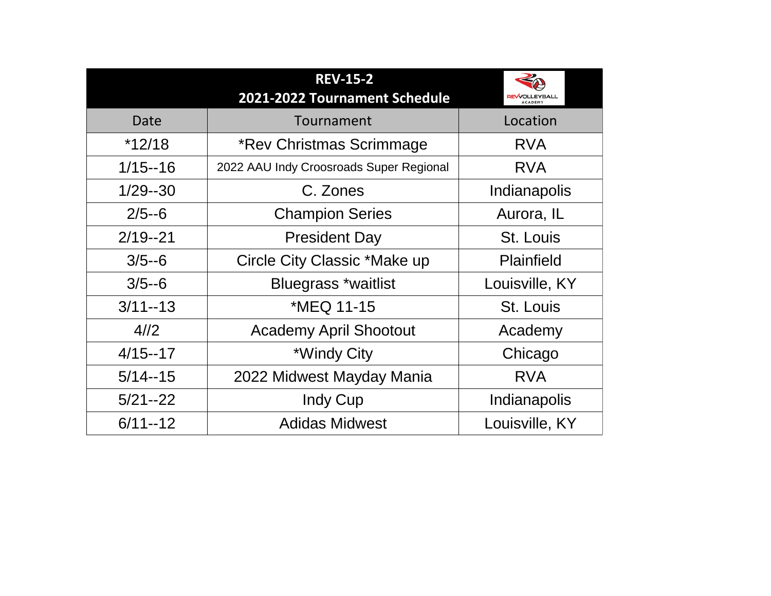## REV-15-2
## 2021-2022 Tournament Schedule

| Date | Tournament | Location |
|---|---|---|
| *12/18 | *Rev Christmas Scrimmage | RVA |
| 1/15--16 | 2022 AAU Indy Croosroads Super Regional | RVA |
| 1/29--30 | C. Zones | Indianapolis |
| 2/5--6 | Champion Series | Aurora, IL |
| 2/19--21 | President Day | St. Louis |
| 3/5--6 | Circle City Classic *Make up | Plainfield |
| 3/5--6 | Bluegrass *waitlist | Louisville, KY |
| 3/11--13 | *MEQ 11-15 | St. Louis |
| 4//2 | Academy April Shootout | Academy |
| 4/15--17 | *Windy City | Chicago |
| 5/14--15 | 2022 Midwest Mayday Mania | RVA |
| 5/21--22 | Indy Cup | Indianapolis |
| 6/11--12 | Adidas Midwest | Louisville, KY |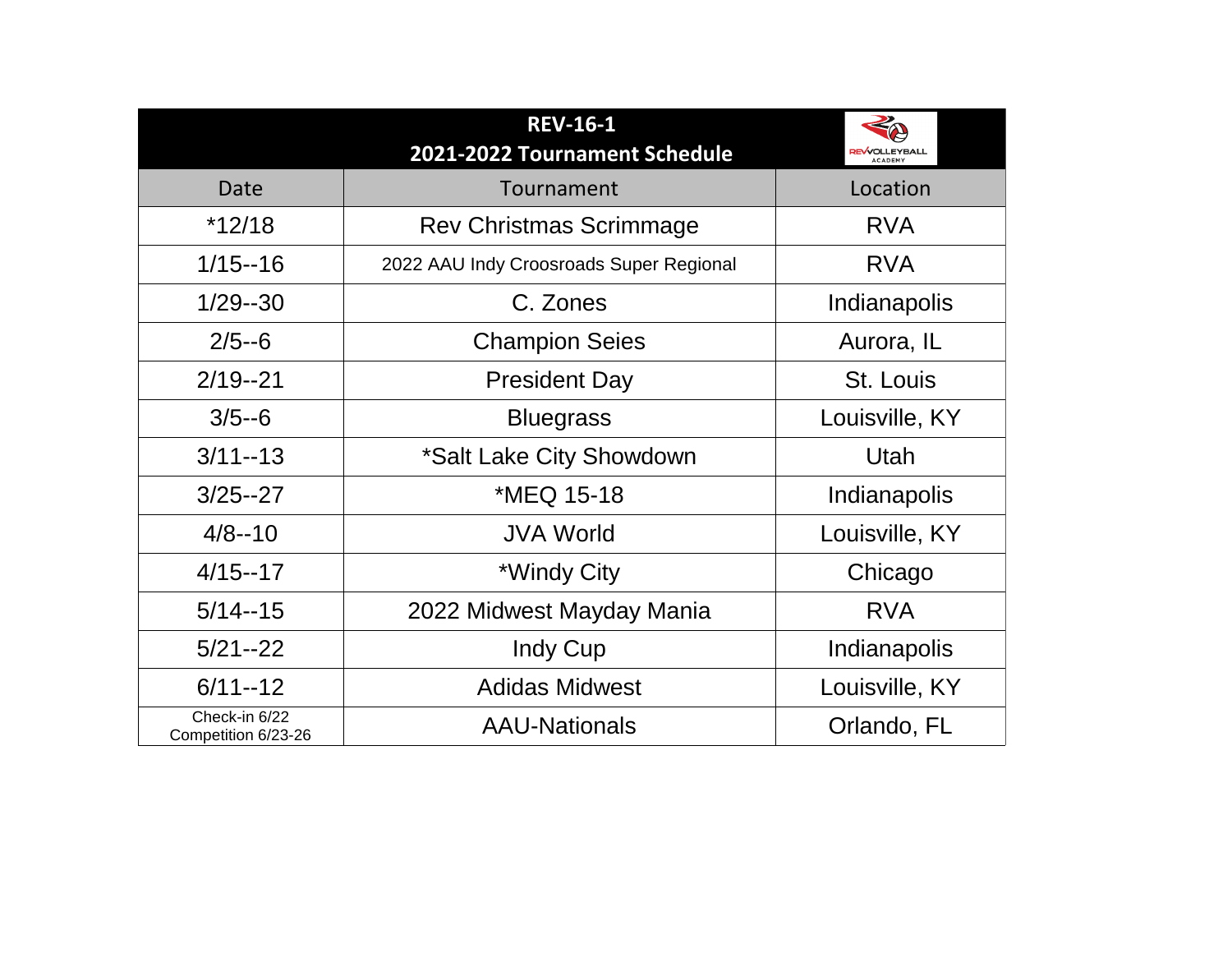# REV-16-1

## 2021-2022 Tournament Schedule

| Date | Tournament | Location |
|---|---|---|
| *12/18 | Rev Christmas Scrimmage | RVA |
| 1/15--16 | 2022 AAU Indy Croosroads Super Regional | RVA |
| 1/29--30 | C. Zones | Indianapolis |
| 2/5--6 | Champion Seies | Aurora, IL |
| 2/19--21 | President Day | St. Louis |
| 3/5--6 | Bluegrass | Louisville, KY |
| 3/11--13 | *Salt Lake City Showdown | Utah |
| 3/25--27 | *MEQ 15-18 | Indianapolis |
| 4/8--10 | JVA World | Louisville, KY |
| 4/15--17 | *Windy City | Chicago |
| 5/14--15 | 2022 Midwest Mayday Mania | RVA |
| 5/21--22 | Indy Cup | Indianapolis |
| 6/11--12 | Adidas Midwest | Louisville, KY |
| Check-in 6/22 Competition 6/23-26 | AAU-Nationals | Orlando, FL |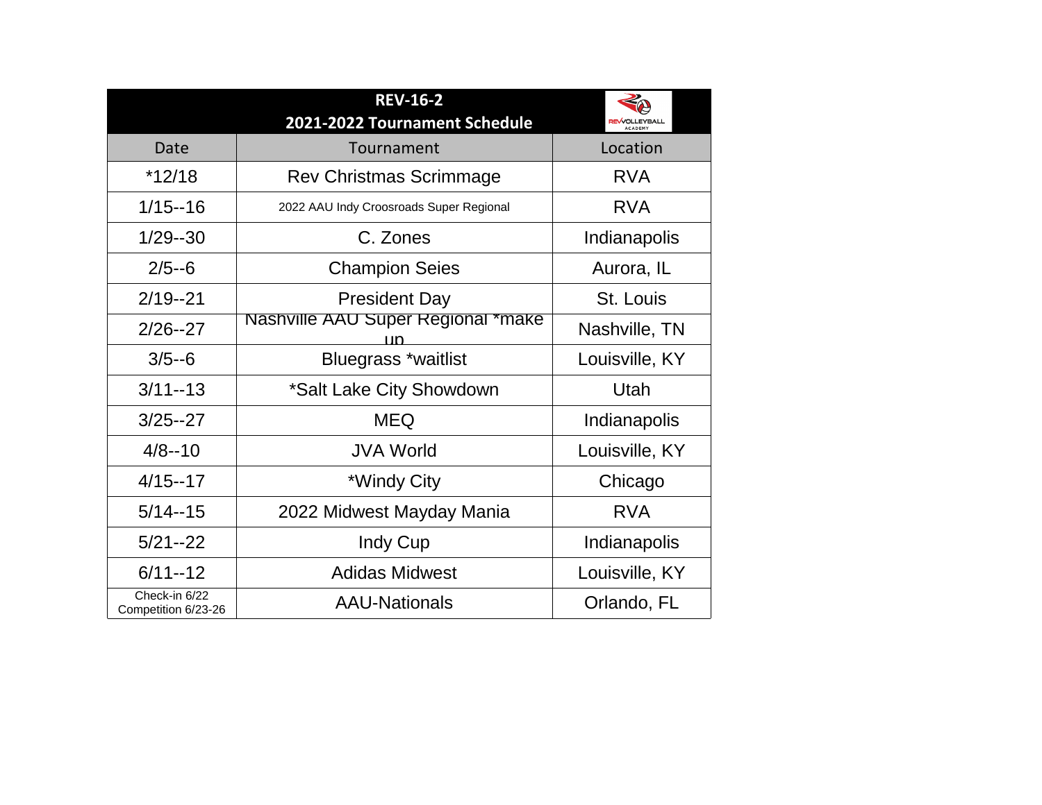**REV-16-2**
**2021-2022 Tournament Schedule**

| Date | Tournament | Location |
| --- | --- | --- |
| *12/18 | Rev Christmas Scrimmage | RVA |
| 1/15--16 | 2022 AAU Indy Croosroads Super Regional | RVA |
| 1/29--30 | C. Zones | Indianapolis |
| 2/5--6 | Champion Seies | Aurora, IL |
| 2/19--21 | President Day | St. Louis |
| 2/26--27 | Nashville AAU Super Regional *make up | Nashville, TN |
| 3/5--6 | Bluegrass *waitlist | Louisville, KY |
| 3/11--13 | *Salt Lake City Showdown | Utah |
| 3/25--27 | MEQ | Indianapolis |
| 4/8--10 | JVA World | Louisville, KY |
| 4/15--17 | *Windy City | Chicago |
| 5/14--15 | 2022 Midwest Mayday Mania | RVA |
| 5/21--22 | Indy Cup | Indianapolis |
| 6/11--12 | Adidas Midwest | Louisville, KY |
| Check-in 6/22 Competition 6/23-26 | AAU-Nationals | Orlando, FL |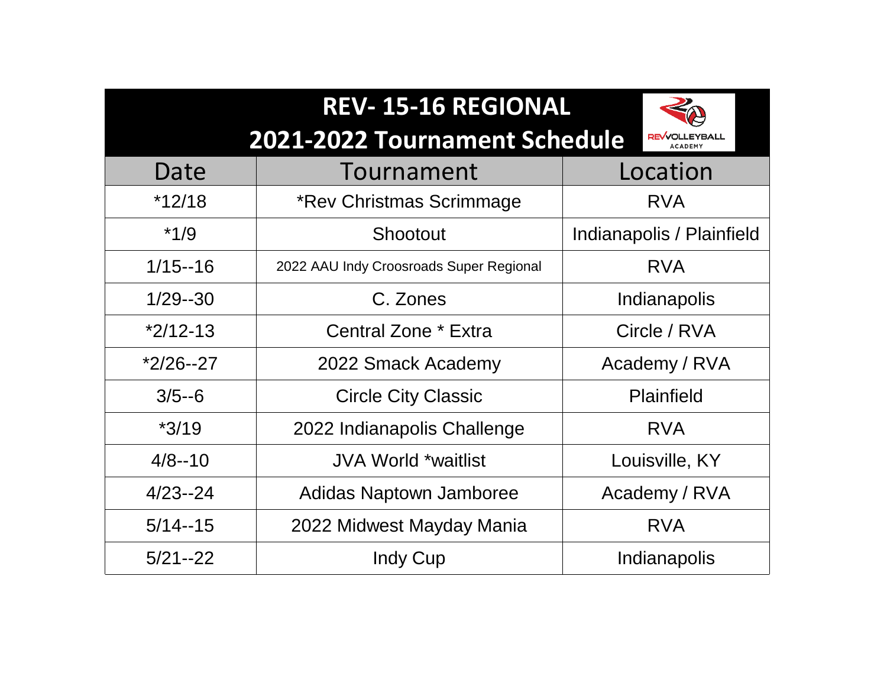# REV- 15-16 REGIONAL
## 2021-2022 Tournament Schedule

| Date | Tournament | Location |
|---|---|---|
| *12/18 | *Rev Christmas Scrimmage | RVA |
| *1/9 | Shootout | Indianapolis / Plainfield |
| 1/15--16 | 2022 AAU Indy Croosroads Super Regional | RVA |
| 1/29--30 | C. Zones | Indianapolis |
| *2/12-13 | Central Zone * Extra | Circle / RVA |
| *2/26--27 | 2022 Smack Academy | Academy / RVA |
| 3/5--6 | Circle City Classic | Plainfield |
| *3/19 | 2022 Indianapolis Challenge | RVA |
| 4/8--10 | JVA World *waitlist | Louisville, KY |
| 4/23--24 | Adidas Naptown Jamboree | Academy / RVA |
| 5/14--15 | 2022 Midwest Mayday Mania | RVA |
| 5/21--22 | Indy Cup | Indianapolis |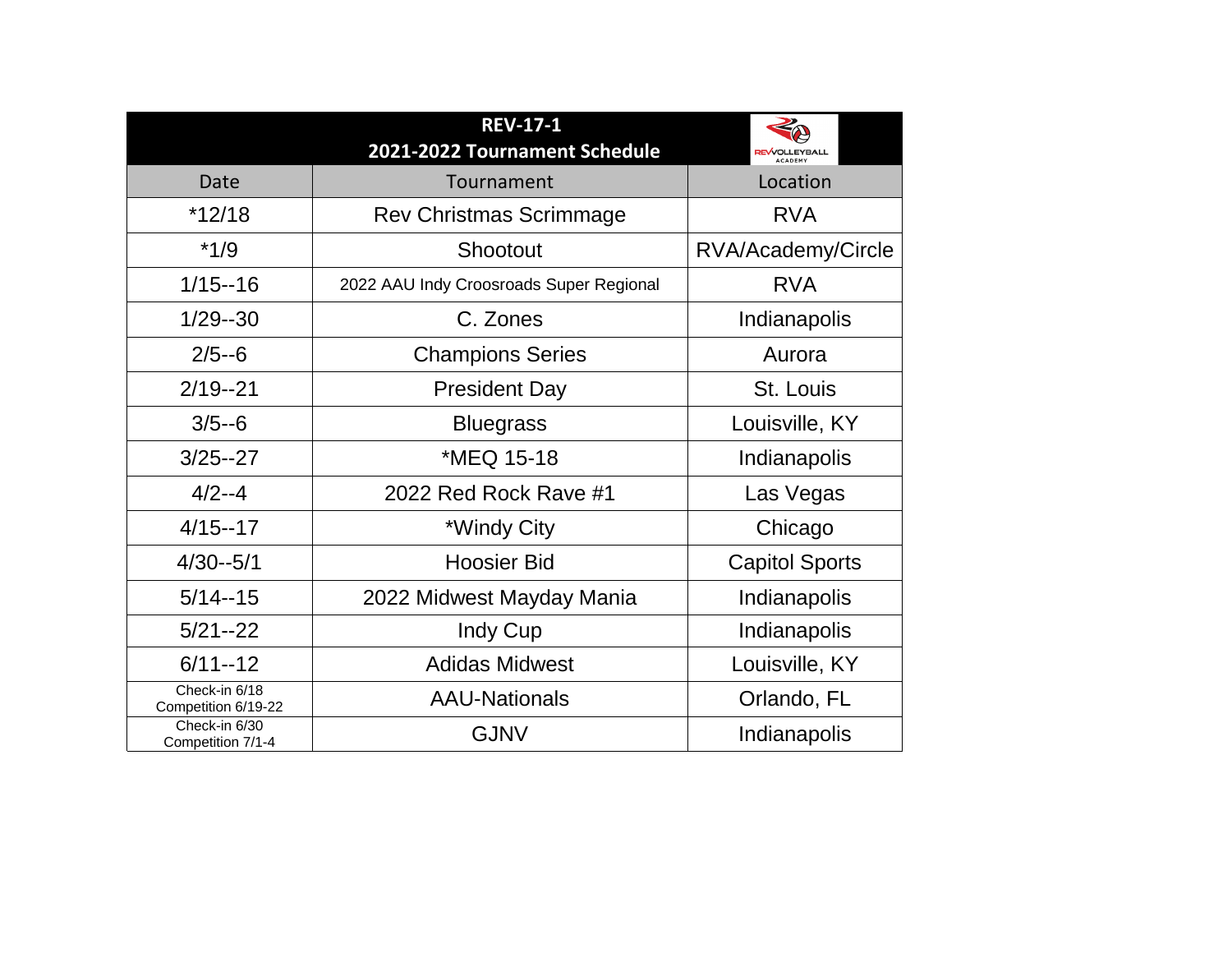# REV-17-1
## 2021-2022 Tournament Schedule

| Date | Tournament | Location |
|---|---|---|
| *12/18 | Rev Christmas Scrimmage | RVA |
| *1/9 | Shootout | RVA/Academy/Circle |
| 1/15--16 | 2022 AAU Indy Croosroads Super Regional | RVA |
| 1/29--30 | C. Zones | Indianapolis |
| 2/5--6 | Champions Series | Aurora |
| 2/19--21 | President Day | St. Louis |
| 3/5--6 | Bluegrass | Louisville, KY |
| 3/25--27 | *MEQ 15-18 | Indianapolis |
| 4/2--4 | 2022 Red Rock Rave #1 | Las Vegas |
| 4/15--17 | *Windy City | Chicago |
| 4/30--5/1 | Hoosier Bid | Capitol Sports |
| 5/14--15 | 2022 Midwest Mayday Mania | Indianapolis |
| 5/21--22 | Indy Cup | Indianapolis |
| 6/11--12 | Adidas Midwest | Louisville, KY |
| Check-in 6/18 Competition 6/19-22 | AAU-Nationals | Orlando, FL |
| Check-in 6/30 Competition 7/1-4 | GJNV | Indianapolis |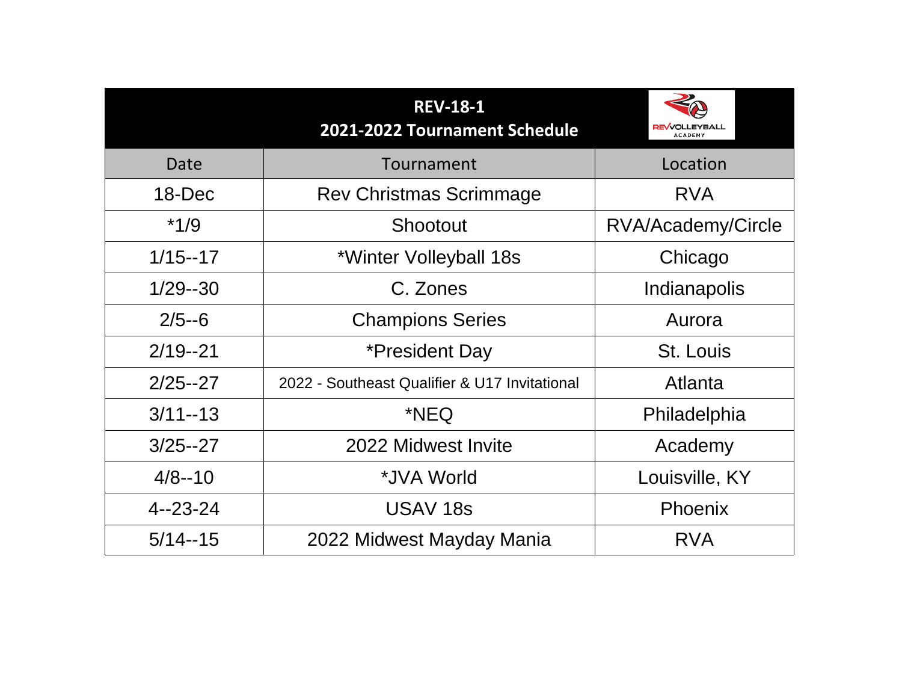# REV-18-1
## 2021-2022 Tournament Schedule

| Date | Tournament | Location |
|---|---|---|
| 18-Dec | Rev Christmas Scrimmage | RVA |
| *1/9 | Shootout | RVA/Academy/Circle |
| 1/15--17 | *Winter Volleyball 18s | Chicago |
| 1/29--30 | C. Zones | Indianapolis |
| 2/5--6 | Champions Series | Aurora |
| 2/19--21 | *President Day | St. Louis |
| 2/25--27 | 2022 - Southeast Qualifier & U17 Invitational | Atlanta |
| 3/11--13 | *NEQ | Philadelphia |
| 3/25--27 | 2022 Midwest Invite | Academy |
| 4/8--10 | *JVA World | Louisville, KY |
| 4--23-24 | USAV 18s | Phoenix |
| 5/14--15 | 2022 Midwest Mayday Mania | RVA |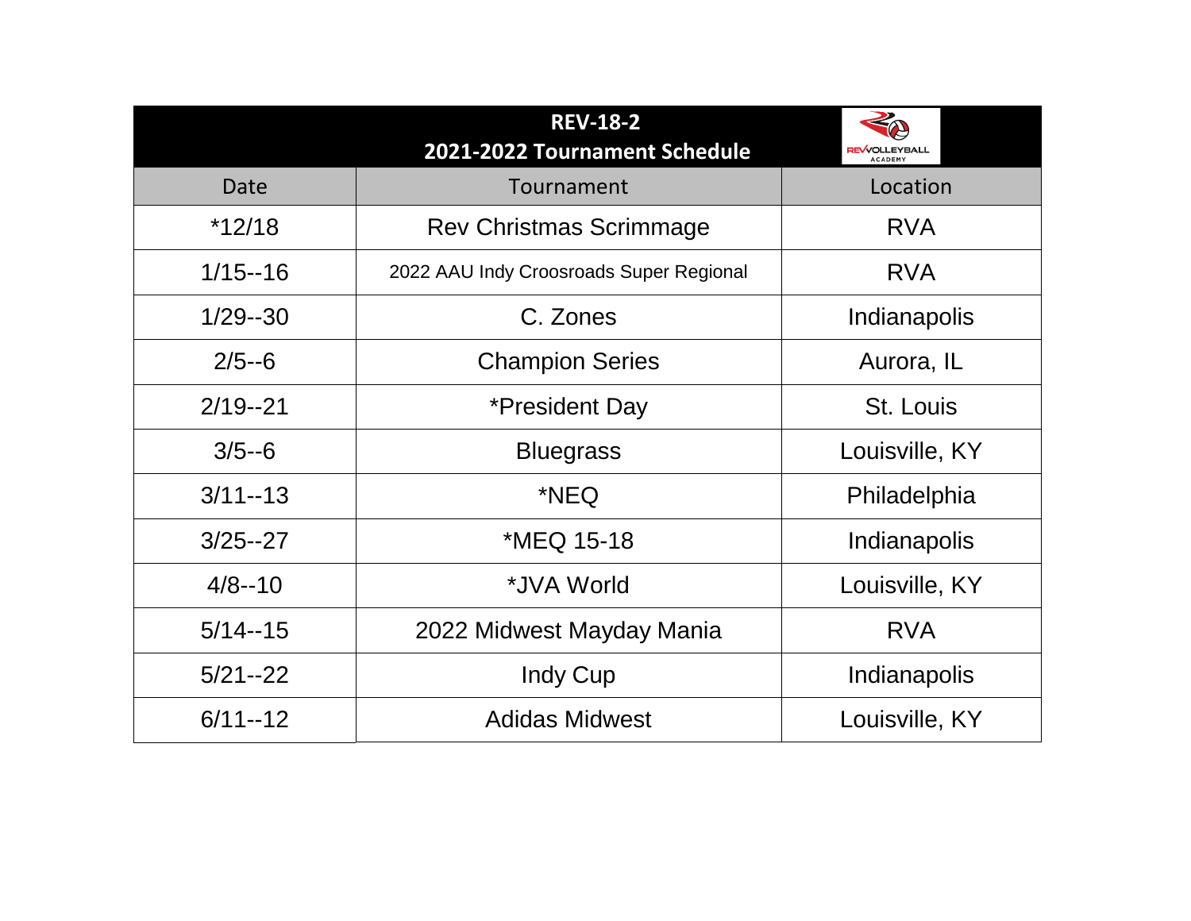# REV-18-2
## 2021-2022 Tournament Schedule

| Date | Tournament | Location |
|---|---|---|
| *12/18 | Rev Christmas Scrimmage | RVA |
| 1/15--16 | 2022 AAU Indy Croosroads Super Regional | RVA |
| 1/29--30 | C. Zones | Indianapolis |
| 2/5--6 | Champion Series | Aurora, IL |
| 2/19--21 | *President Day | St. Louis |
| 3/5--6 | Bluegrass | Louisville, KY |
| 3/11--13 | *NEQ | Philadelphia |
| 3/25--27 | *MEQ 15-18 | Indianapolis |
| 4/8--10 | *JVA World | Louisville, KY |
| 5/14--15 | 2022 Midwest Mayday Mania | RVA |
| 5/21--22 | Indy Cup | Indianapolis |
| 6/11--12 | Adidas Midwest | Louisville, KY |